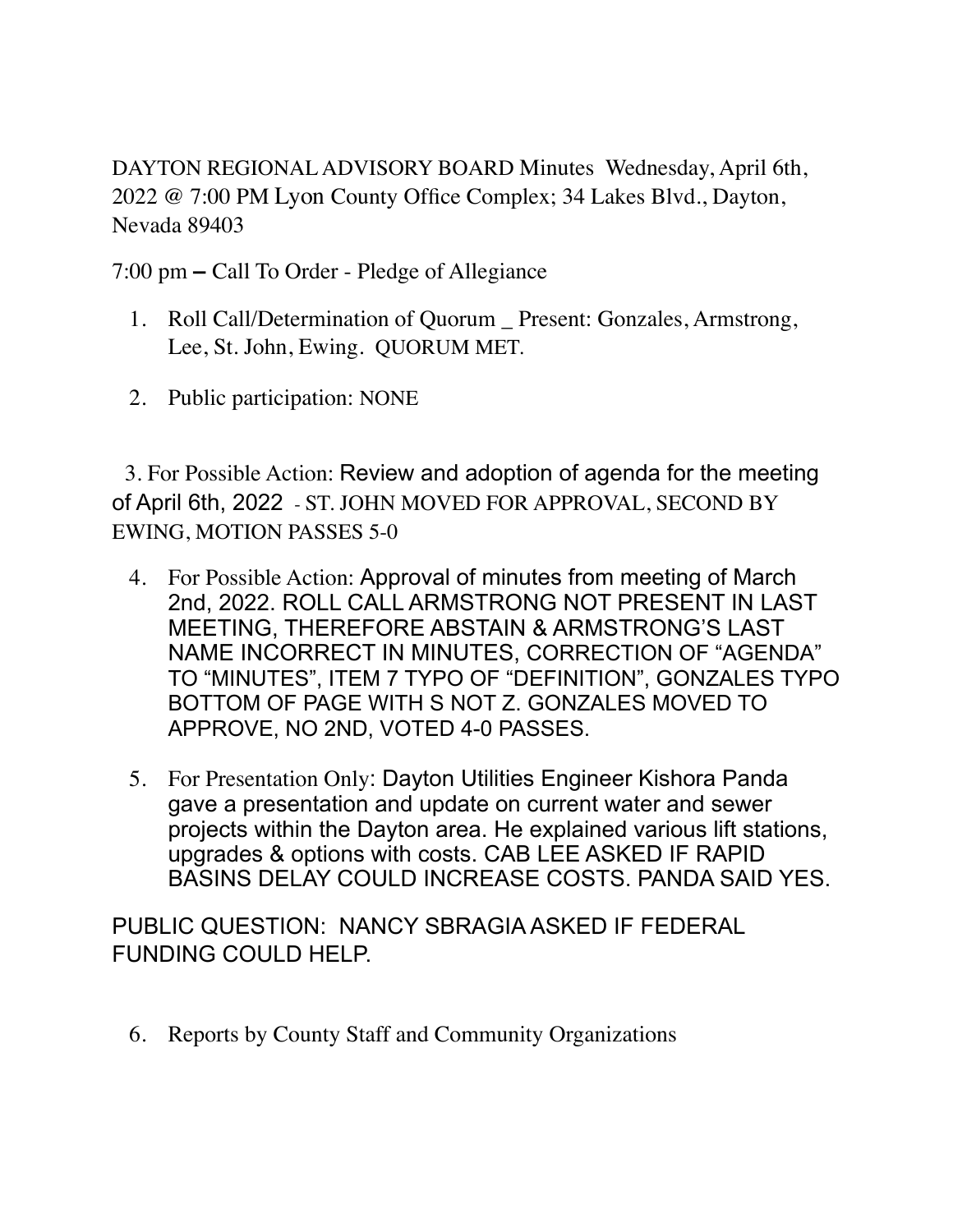DAYTON REGIONAL ADVISORY BOARD Minutes Wednesday, April 6th, 2022 @ 7:00 PM Lyon County Office Complex; 34 Lakes Blvd., Dayton, Nevada 89403

7:00 pm – Call To Order - Pledge of Allegiance

1. Roll Call/Determination of Quorum _ Present: Gonzales, Armstrong, Lee, St. John, Ewing. QUORUM MET.

2. Public participation: NONE

3. For Possible Action: Review and adoption of agenda for the meeting of April 6th, 2022 - ST. JOHN MOVED FOR APPROVAL, SECOND BY EWING, MOTION PASSES 5-0

4. For Possible Action: Approval of minutes from meeting of March 2nd, 2022. ROLL CALL ARMSTRONG NOT PRESENT IN LAST MEETING, THEREFORE ABSTAIN & ARMSTRONG'S LAST NAME INCORRECT IN MINUTES, CORRECTION OF "AGENDA" TO "MINUTES", ITEM 7 TYPO OF "DEFINITION", GONZALES TYPO BOTTOM OF PAGE WITH S NOT Z. GONZALES MOVED TO APPROVE, NO 2ND, VOTED 4-0 PASSES.

5. For Presentation Only: Dayton Utilities Engineer Kishora Panda gave a presentation and update on current water and sewer projects within the Dayton area. He explained various lift stations, upgrades & options with costs. CAB LEE ASKED IF RAPID BASINS DELAY COULD INCREASE COSTS. PANDA SAID YES.

PUBLIC QUESTION: NANCY SBRAGIA ASKED IF FEDERAL FUNDING COULD HELP.

6. Reports by County Staff and Community Organizations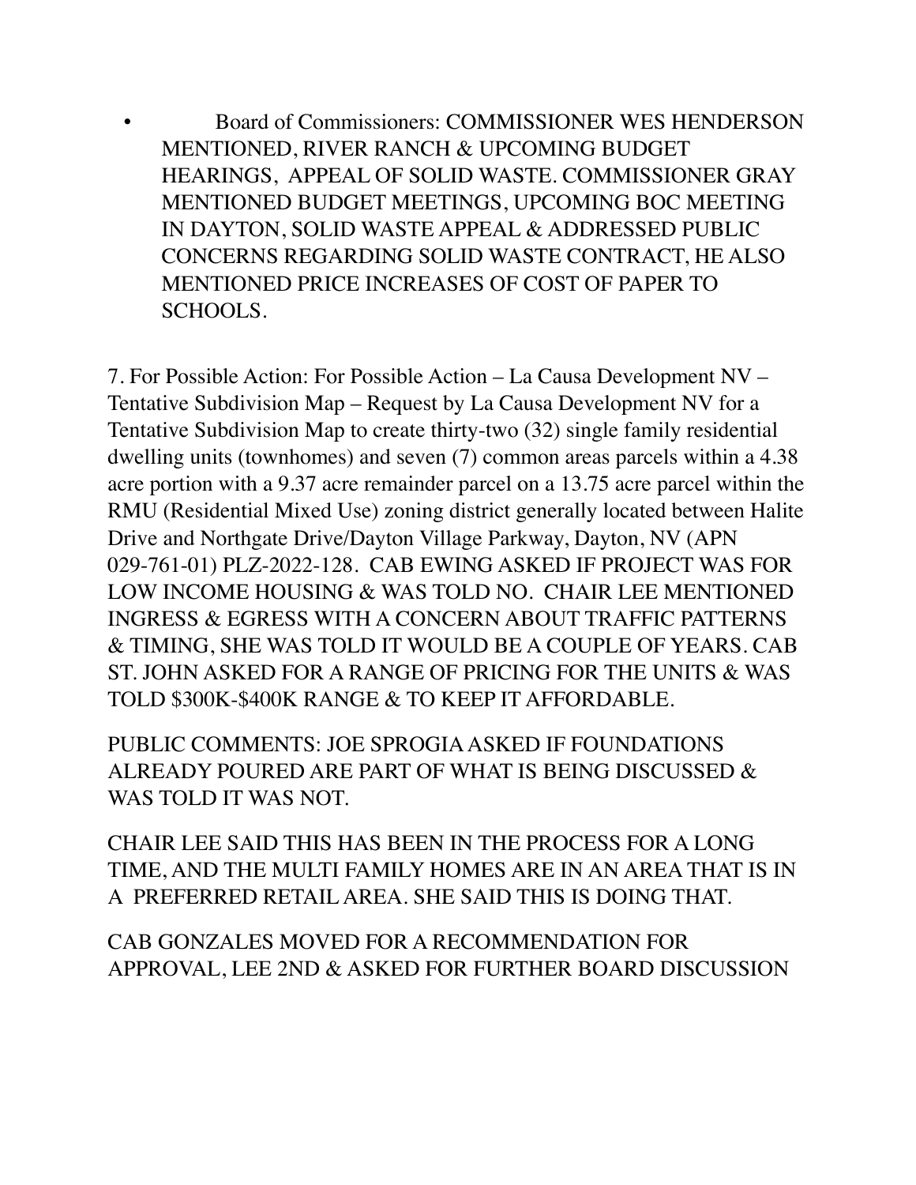- Board of Commissioners: COMMISSIONER WES HENDERSON MENTIONED, RIVER RANCH & UPCOMING BUDGET HEARINGS, APPEAL OF SOLID WASTE. COMMISSIONER GRAY MENTIONED BUDGET MEETINGS, UPCOMING BOC MEETING IN DAYTON, SOLID WASTE APPEAL & ADDRESSED PUBLIC CONCERNS REGARDING SOLID WASTE CONTRACT, HE ALSO MENTIONED PRICE INCREASES OF COST OF PAPER TO SCHOOLS.

7. For Possible Action: For Possible Action – La Causa Development NV – Tentative Subdivision Map – Request by La Causa Development NV for a Tentative Subdivision Map to create thirty-two (32) single family residential dwelling units (townhomes) and seven (7) common areas parcels within a 4.38 acre portion with a 9.37 acre remainder parcel on a 13.75 acre parcel within the RMU (Residential Mixed Use) zoning district generally located between Halite Drive and Northgate Drive/Dayton Village Parkway, Dayton, NV (APN 029-761-01) PLZ-2022-128. CAB EWING ASKED IF PROJECT WAS FOR LOW INCOME HOUSING & WAS TOLD NO. CHAIR LEE MENTIONED INGRESS & EGRESS WITH A CONCERN ABOUT TRAFFIC PATTERNS & TIMING, SHE WAS TOLD IT WOULD BE A COUPLE OF YEARS. CAB ST. JOHN ASKED FOR A RANGE OF PRICING FOR THE UNITS & WAS TOLD $300K-$400K RANGE & TO KEEP IT AFFORDABLE.

PUBLIC COMMENTS: JOE SPROGIA ASKED IF FOUNDATIONS ALREADY POURED ARE PART OF WHAT IS BEING DISCUSSED & WAS TOLD IT WAS NOT.

CHAIR LEE SAID THIS HAS BEEN IN THE PROCESS FOR A LONG TIME, AND THE MULTI FAMILY HOMES ARE IN AN AREA THAT IS IN A PREFERRED RETAIL AREA. SHE SAID THIS IS DOING THAT.

CAB GONZALES MOVED FOR A RECOMMENDATION FOR APPROVAL, LEE 2ND & ASKED FOR FURTHER BOARD DISCUSSION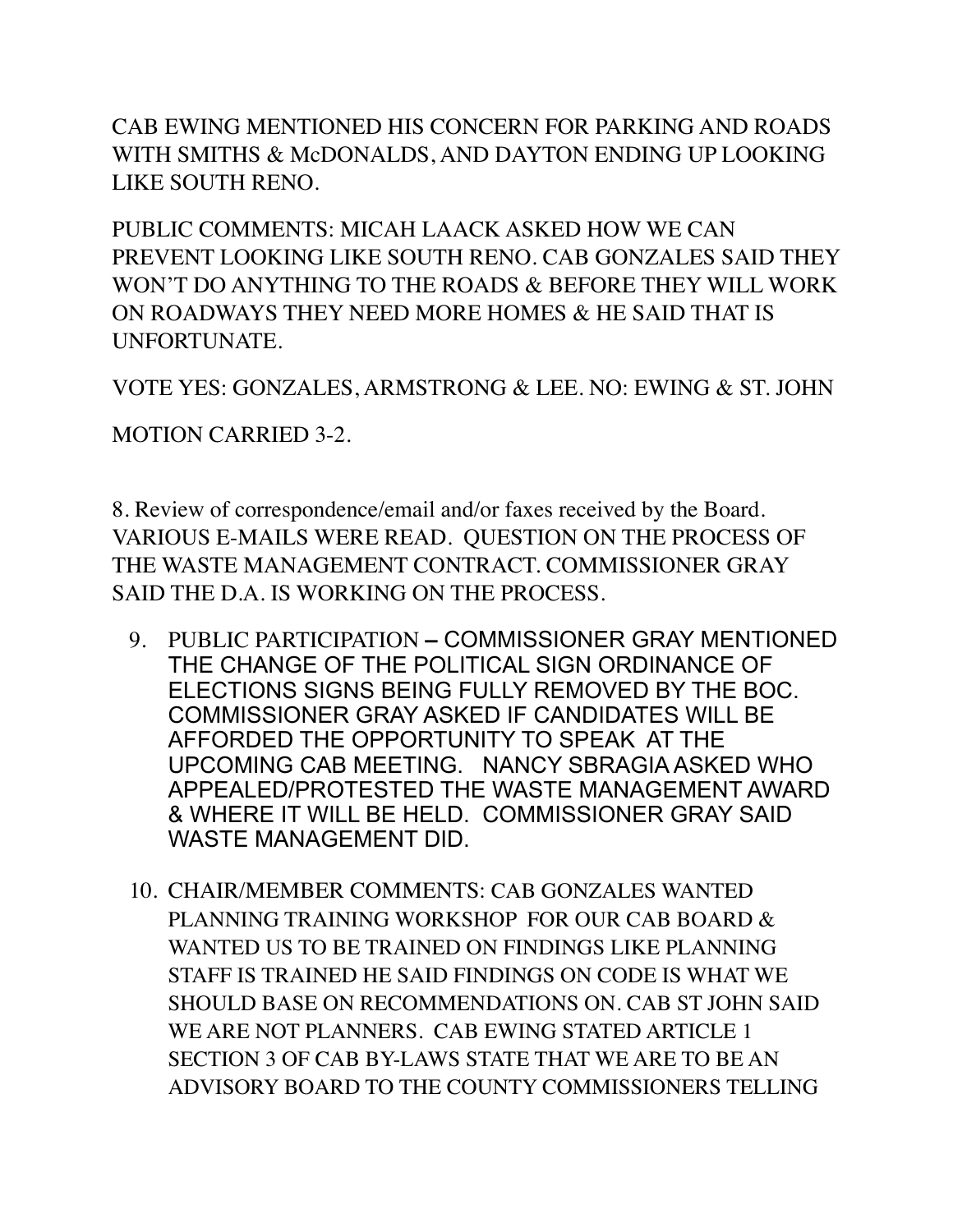CAB EWING MENTIONED HIS CONCERN FOR PARKING AND ROADS WITH SMITHS & McDONALDS, AND DAYTON ENDING UP LOOKING LIKE SOUTH RENO.

PUBLIC COMMENTS: MICAH LAACK ASKED HOW WE CAN PREVENT LOOKING LIKE SOUTH RENO. CAB GONZALES SAID THEY WON'T DO ANYTHING TO THE ROADS & BEFORE THEY WILL WORK ON ROADWAYS THEY NEED MORE HOMES & HE SAID THAT IS UNFORTUNATE.

VOTE YES: GONZALES, ARMSTRONG & LEE. NO: EWING & ST. JOHN

MOTION CARRIED 3-2.

8. Review of correspondence/email and/or faxes received by the Board. VARIOUS E-MAILS WERE READ. QUESTION ON THE PROCESS OF THE WASTE MANAGEMENT CONTRACT. COMMISSIONER GRAY SAID THE D.A. IS WORKING ON THE PROCESS.

9. PUBLIC PARTICIPATION – COMMISSIONER GRAY MENTIONED THE CHANGE OF THE POLITICAL SIGN ORDINANCE OF ELECTIONS SIGNS BEING FULLY REMOVED BY THE BOC. COMMISSIONER GRAY ASKED IF CANDIDATES WILL BE AFFORDED THE OPPORTUNITY TO SPEAK AT THE UPCOMING CAB MEETING. NANCY SBRAGIA ASKED WHO APPEALED/PROTESTED THE WASTE MANAGEMENT AWARD & WHERE IT WILL BE HELD. COMMISSIONER GRAY SAID WASTE MANAGEMENT DID.

10. CHAIR/MEMBER COMMENTS: CAB GONZALES WANTED PLANNING TRAINING WORKSHOP FOR OUR CAB BOARD & WANTED US TO BE TRAINED ON FINDINGS LIKE PLANNING STAFF IS TRAINED HE SAID FINDINGS ON CODE IS WHAT WE SHOULD BASE ON RECOMMENDATIONS ON. CAB ST JOHN SAID WE ARE NOT PLANNERS. CAB EWING STATED ARTICLE 1 SECTION 3 OF CAB BY-LAWS STATE THAT WE ARE TO BE AN ADVISORY BOARD TO THE COUNTY COMMISSIONERS TELLING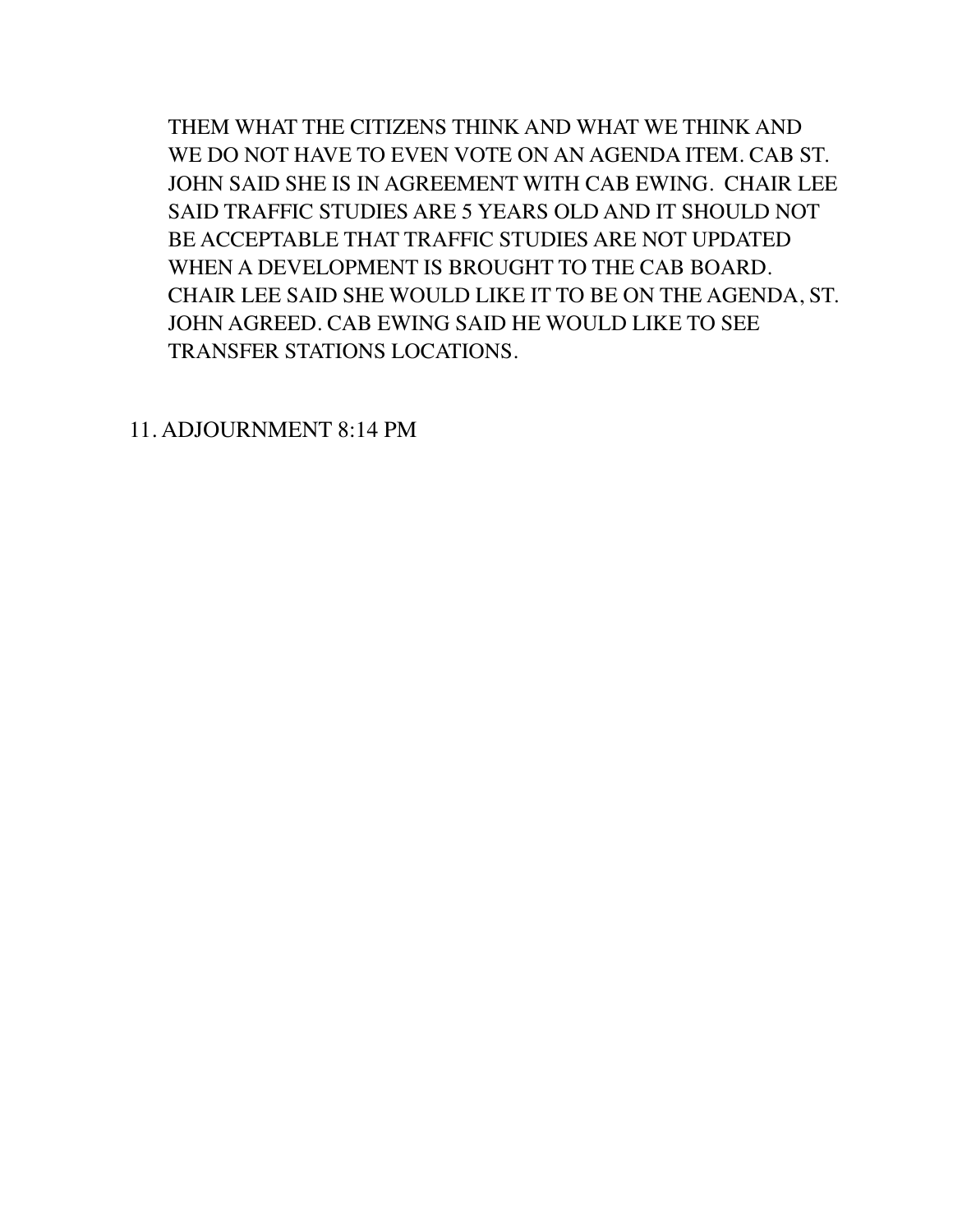THEM WHAT THE CITIZENS THINK AND WHAT WE THINK AND WE DO NOT HAVE TO EVEN VOTE ON AN AGENDA ITEM. CAB ST. JOHN SAID SHE IS IN AGREEMENT WITH CAB EWING. CHAIR LEE SAID TRAFFIC STUDIES ARE 5 YEARS OLD AND IT SHOULD NOT BE ACCEPTABLE THAT TRAFFIC STUDIES ARE NOT UPDATED WHEN A DEVELOPMENT IS BROUGHT TO THE CAB BOARD. CHAIR LEE SAID SHE WOULD LIKE IT TO BE ON THE AGENDA, ST. JOHN AGREED. CAB EWING SAID HE WOULD LIKE TO SEE TRANSFER STATIONS LOCATIONS.

11. ADJOURNMENT 8:14 PM